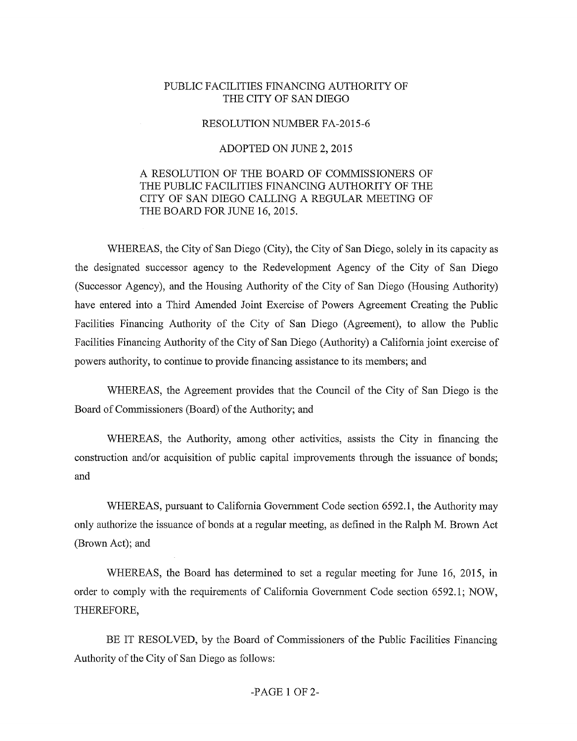# PUBLIC FACILITIES FINANCING AUTHORITY OF THE CITY OF SAN DIEGO

## RESOLUTION NUMBER FA-2015-6

## ADOPTED ON JUNE 2, 2015

A RESOLUTION OF THE BOARD OF COMMISSIONERS OF THE PUBLIC FACILITIES FINANCING AUTHORITY OF THE CITY OF SAN DIEGO CALLING A REGULAR MEETING OF THE BOARD FOR JUNE 16, 2015.

WHEREAS, the City of San Diego (City), the City of San Diego, solely in its capacity as the designated successor agency to the Redevelopment Agency of the City of San Diego (Successor Agency), and the Housing Authority of the City of San Diego (Housing Authority) have entered into a Third Amended Joint Exercise of Powers Agreement Creating the Public Facilities Financing Authority of the City of San Diego (Agreement), to allow the Public Facilities Financing Authority of the City of San Diego (Authority) a California joint exercise of powers authority, to continue to provide financing assistance to its members; and

WHEREAS, the Agreement provides that the Council of the City of San Diego is the Board of Commissioners (Board) of the Authority; and

WHEREAS, the Authority, among other activities, assists the City in financing the construction and/or acquisition of public capital improvements through the issuance of bonds; and

WHEREAS, pursuant to California Government Code section 6592.1, the Authority may only authorize the issuance of bonds at a regular meeting, as defined in the Ralph M. Brown Act (Brown Act); and

WHEREAS, the Board has determined to set a regular meeting for June 16, 2015, in order to comply with the requirements of California Government Code section 6592.1; NOW, THEREFORE,

BE IT RESOLVED, by the Board of Commissioners of the Public Facilities Financing Authority of the City of San Diego as follows: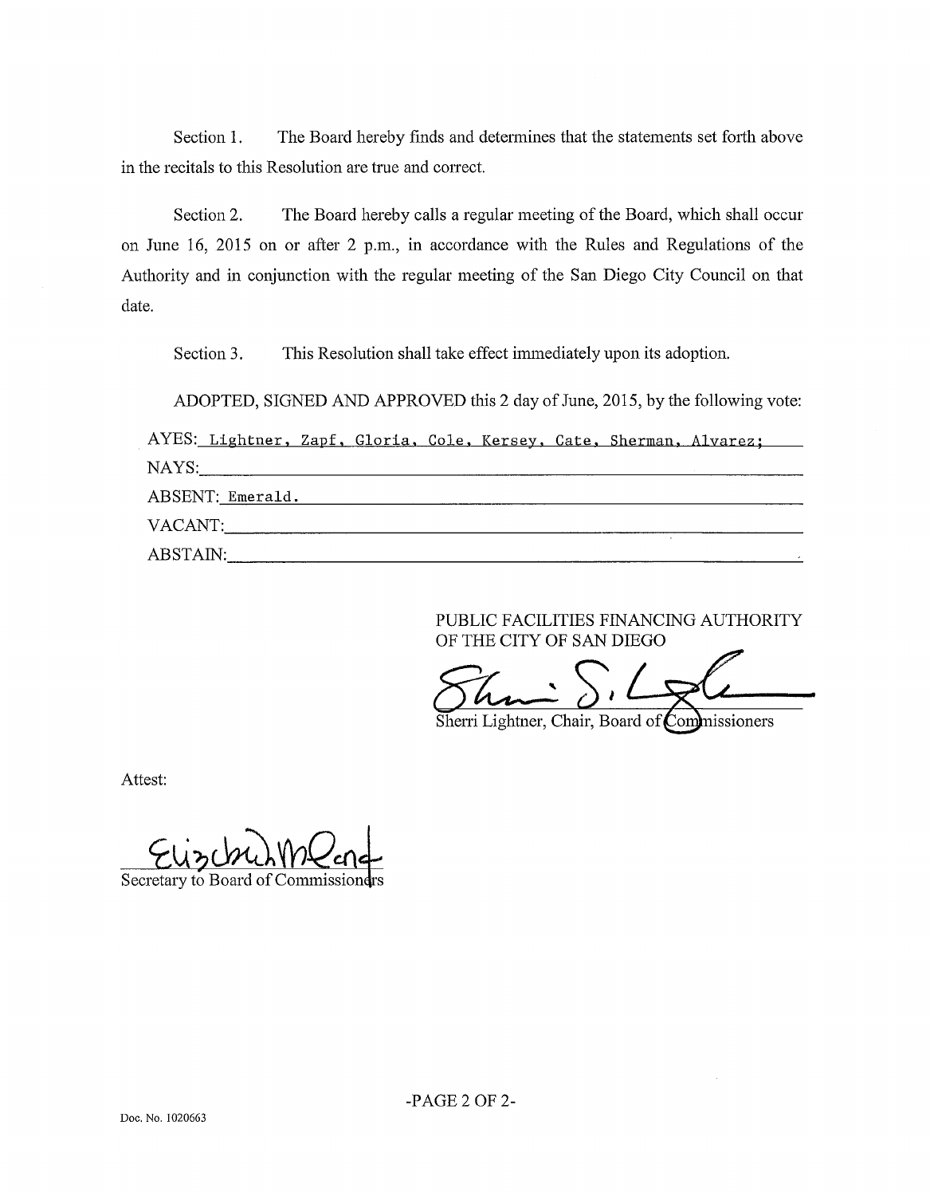Section 1. The Board hereby finds and determines that the statements set forth above in the recitals to this Resolution are true and correct.

Section 2. The Board hereby calls a regular meeting of the Board, which shall occur on June 16, 2015 on or after 2 p.m., in accordance with the Rules and Regulations of the Authority and in conjunction with the regular meeting of the San Diego City Council on that date.

Section 3. This Resolution shall take effect immediately upon its adoption.

ADOPTED, SIGNED AND APPROVED this 2 day of June, 2015, by the following vote:

AYES: Lightner, Zapf, Gloria, Cole, Kersey, Cate, Sherman, Alvarez;

NAYS:

ABSENT: Emerald.

VACANT:

ABSTAIN:

PUBLIC FACILITIES FINANCING AUTHORITY
OF THE CITY OF SAN DIEGO

Sherri Lightner, Chair, Board of Commissioners

Attest:

Secretary to Board of Commissioners

Doc. No. 1020663